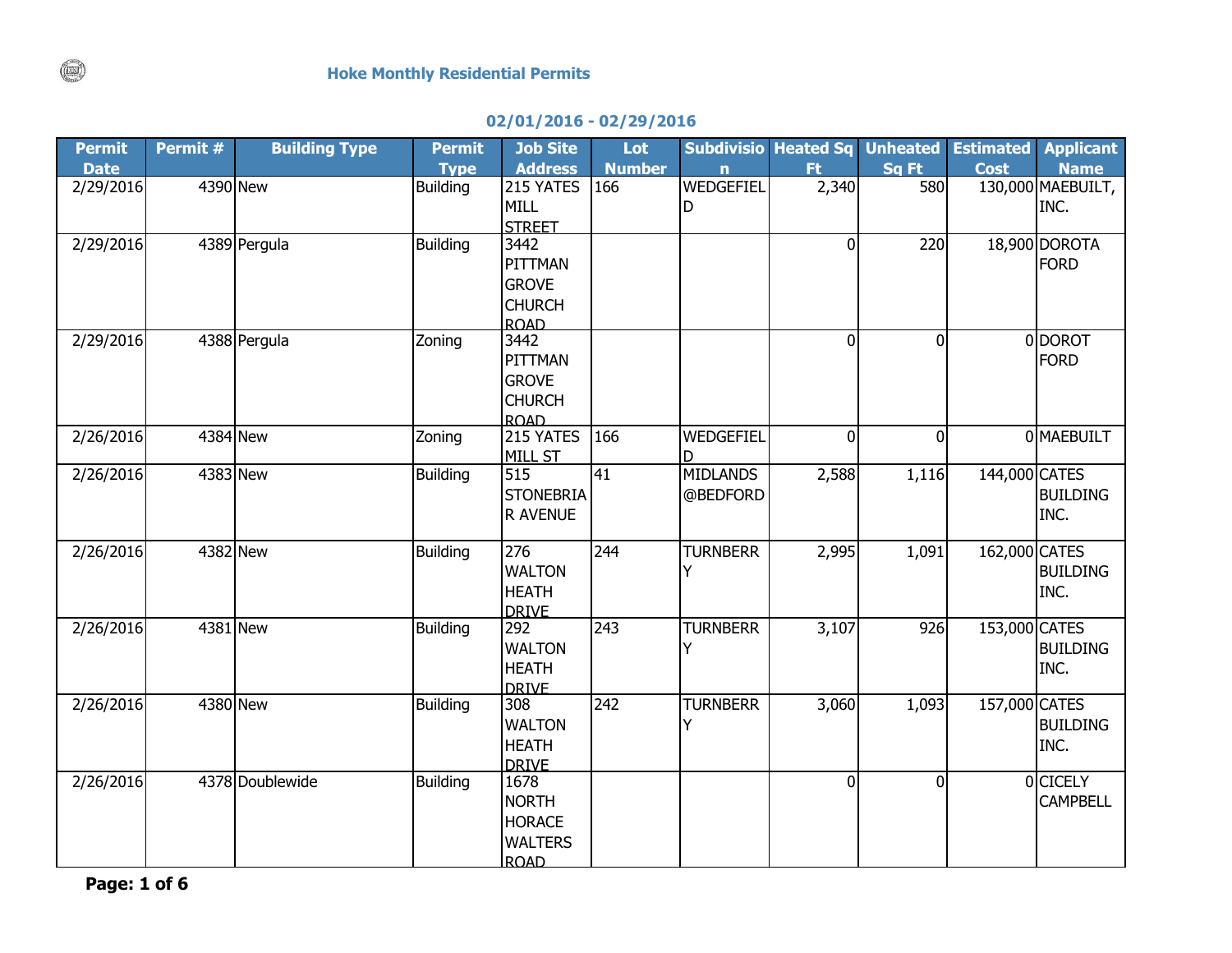# Hoke Monthly Residential Permits

## 02/01/2016 - 02/29/2016

| Permit Date | Permit # | Building Type | Permit Type | Job Site Address | Lot Number | Subdivision | Heated Sq Ft | Unheated Sq Ft | Estimated Cost | Applicant Name |
|---|---|---|---|---|---|---|---|---|---|---|
| 2/29/2016 | 4390 | New | Building | 215 YATES MILL STREET | 166 | WEDGEFIELD | 2,340 | 580 | 130,000 | MAEBUILT, INC. |
| 2/29/2016 | 4389 | Pergula | Building | 3442 PITTMAN GROVE CHURCH ROAD | | | 0 | 220 | 18,900 | DOROTA FORD |
| 2/29/2016 | 4388 | Pergula | Zoning | 3442 PITTMAN GROVE CHURCH ROAD | | | 0 | 0 | 0 | DOROT FORD |
| 2/26/2016 | 4384 | New | Zoning | 215 YATES MILL ST | 166 | WEDGEFIELD | 0 | 0 | 0 | MAEBUILT |
| 2/26/2016 | 4383 | New | Building | 515 STONEBRIAR AVENUE | 41 | MIDLANDS @BEDFORD | 2,588 | 1,116 | 144,000 | CATES BUILDING INC. |
| 2/26/2016 | 4382 | New | Building | 276 WALTON HEATH DRIVE | 244 | TURNBERRY | 2,995 | 1,091 | 162,000 | CATES BUILDING INC. |
| 2/26/2016 | 4381 | New | Building | 292 WALTON HEATH DRIVE | 243 | TURNBERRY | 3,107 | 926 | 153,000 | CATES BUILDING INC. |
| 2/26/2016 | 4380 | New | Building | 308 WALTON HEATH DRIVE | 242 | TURNBERRY | 3,060 | 1,093 | 157,000 | CATES BUILDING INC. |
| 2/26/2016 | 4378 | Doublewide | Building | 1678 NORTH HORACE WALTERS ROAD | | | 0 | 0 | 0 | CICELY CAMPBELL |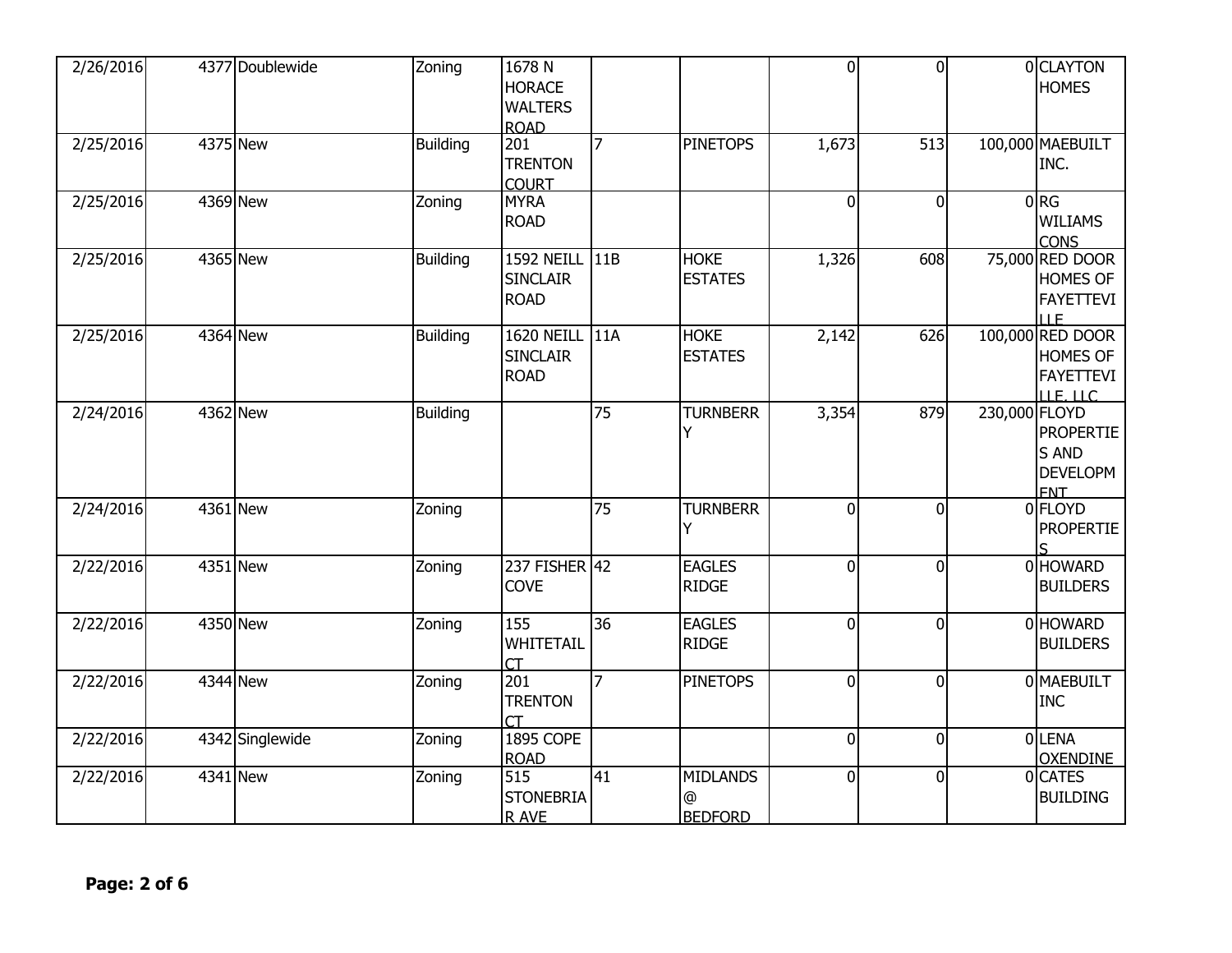| | | | | | | | | | | |
|---|---|---|---|---|---|---|---|---|---|---|
| 2/26/2016 | 4377 | Doublewide | Zoning | 1678 N HORACE WALTERS ROAD | | | 0 | 0 | 0 | CLAYTON HOMES |
| 2/25/2016 | 4375 | New | Building | 201 TRENTON COURT | 7 | PINETOPS | 1,673 | 513 | 100,000 | MAEBUILT INC. |
| 2/25/2016 | 4369 | New | Zoning | MYRA ROAD | | | 0 | 0 | 0 | RG WILIAMS CONS |
| 2/25/2016 | 4365 | New | Building | 1592 NEILL SINCLAIR ROAD | 11B | HOKE ESTATES | 1,326 | 608 | 75,000 | RED DOOR HOMES OF FAYETTEVILLE |
| 2/25/2016 | 4364 | New | Building | 1620 NEILL SINCLAIR ROAD | 11A | HOKE ESTATES | 2,142 | 626 | 100,000 | RED DOOR HOMES OF FAYETTEVILLE, LLC |
| 2/24/2016 | 4362 | New | Building | | 75 | TURNBERRY | 3,354 | 879 | 230,000 | FLOYD PROPERTIES AND DEVELOPMENT |
| 2/24/2016 | 4361 | New | Zoning | | 75 | TURNBERRY | 0 | 0 | 0 | FLOYD PROPERTIES |
| 2/22/2016 | 4351 | New | Zoning | 237 FISHER COVE | 42 | EAGLES RIDGE | 0 | 0 | 0 | HOWARD BUILDERS |
| 2/22/2016 | 4350 | New | Zoning | 155 WHITETAIL CT | 36 | EAGLES RIDGE | 0 | 0 | 0 | HOWARD BUILDERS |
| 2/22/2016 | 4344 | New | Zoning | 201 TRENTON CT | 7 | PINETOPS | 0 | 0 | 0 | MAEBUILT INC |
| 2/22/2016 | 4342 | Singlewide | Zoning | 1895 COPE ROAD | | | 0 | 0 | 0 | LENA OXENDINE |
| 2/22/2016 | 4341 | New | Zoning | 515 STONEBRIAR AVE | 41 | MIDLANDS @ BEDFORD | 0 | 0 | 0 | CATES BUILDING |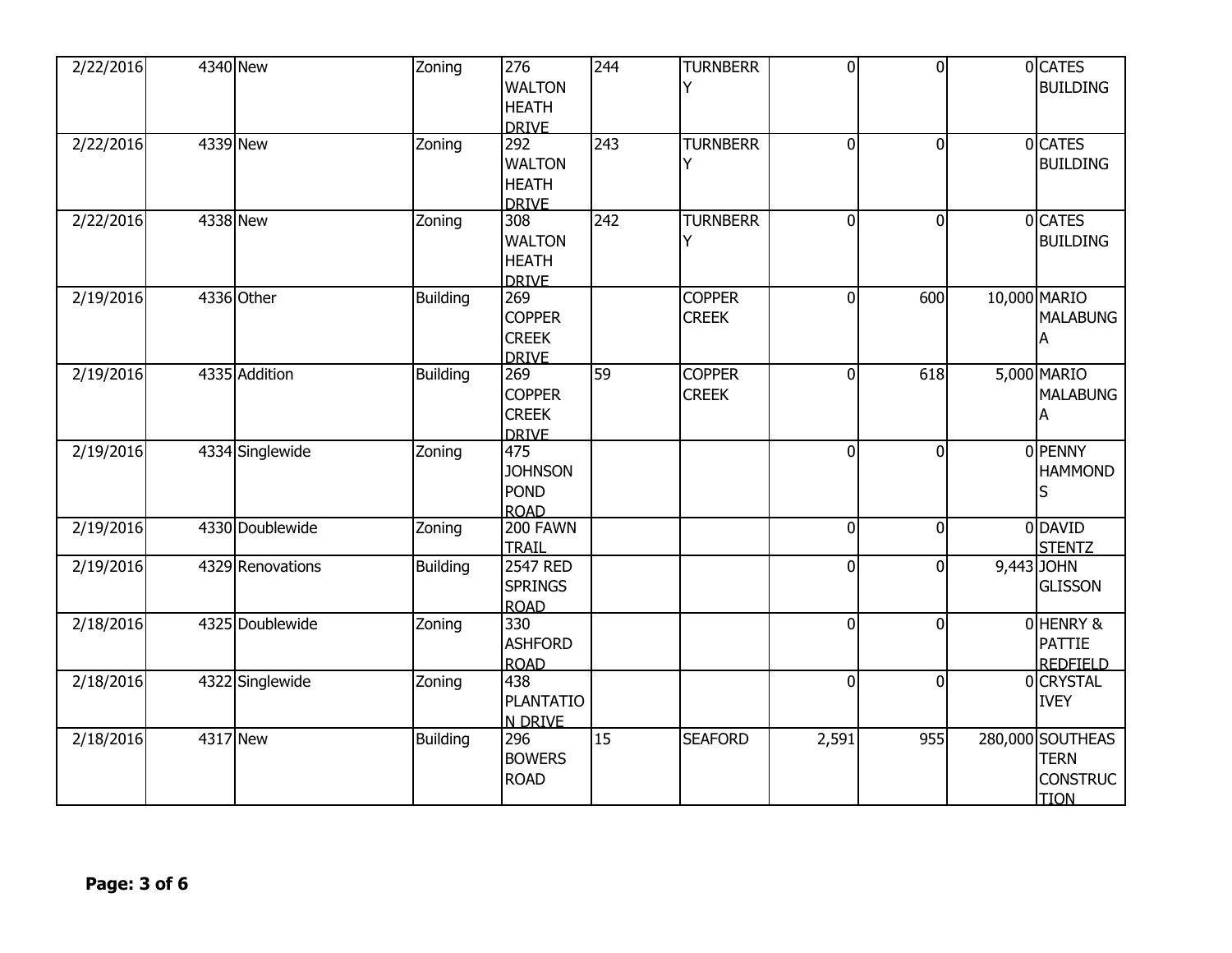| 2/22/2016 | 4340 | New | Zoning | 276 WALTON HEATH DRIVE | 244 | TURNBERRY | 0 | 0 | 0 | CATES BUILDING |
|---|---|---|---|---|---|---|---|---|---|---|
| 2/22/2016 | 4339 | New | Zoning | 292 WALTON HEATH DRIVE | 243 | TURNBERRY | 0 | 0 | 0 | CATES BUILDING |
| 2/22/2016 | 4338 | New | Zoning | 308 WALTON HEATH DRIVE | 242 | TURNBERRY | 0 | 0 | 0 | CATES BUILDING |
| 2/19/2016 | 4336 | Other | Building | 269 COPPER CREEK DRIVE | | COPPER CREEK | 0 | 600 | 10,000 | MARIO MALABUNGA |
| 2/19/2016 | 4335 | Addition | Building | 269 COPPER CREEK DRIVE | 59 | COPPER CREEK | 0 | 618 | 5,000 | MARIO MALABUNGA |
| 2/19/2016 | 4334 | Singlewide | Zoning | 475 JOHNSON POND ROAD | | | 0 | 0 | 0 | PENNY HAMMONDS |
| 2/19/2016 | 4330 | Doublewide | Zoning | 200 FAWN TRAIL | | | 0 | 0 | 0 | DAVID STENTZ |
| 2/19/2016 | 4329 | Renovations | Building | 2547 RED SPRINGS ROAD | | | 0 | 0 | 9,443 | JOHN GLISSON |
| 2/18/2016 | 4325 | Doublewide | Zoning | 330 ASHFORD ROAD | | | 0 | 0 | 0 | HENRY & PATTIE REDFIELD |
| 2/18/2016 | 4322 | Singlewide | Zoning | 438 PLANTATION DRIVE | | | 0 | 0 | 0 | CRYSTAL IVEY |
| 2/18/2016 | 4317 | New | Building | 296 BOWERS ROAD | 15 | SEAFORD | 2,591 | 955 | 280,000 | SOUTHEASTERN CONSTRUCTION |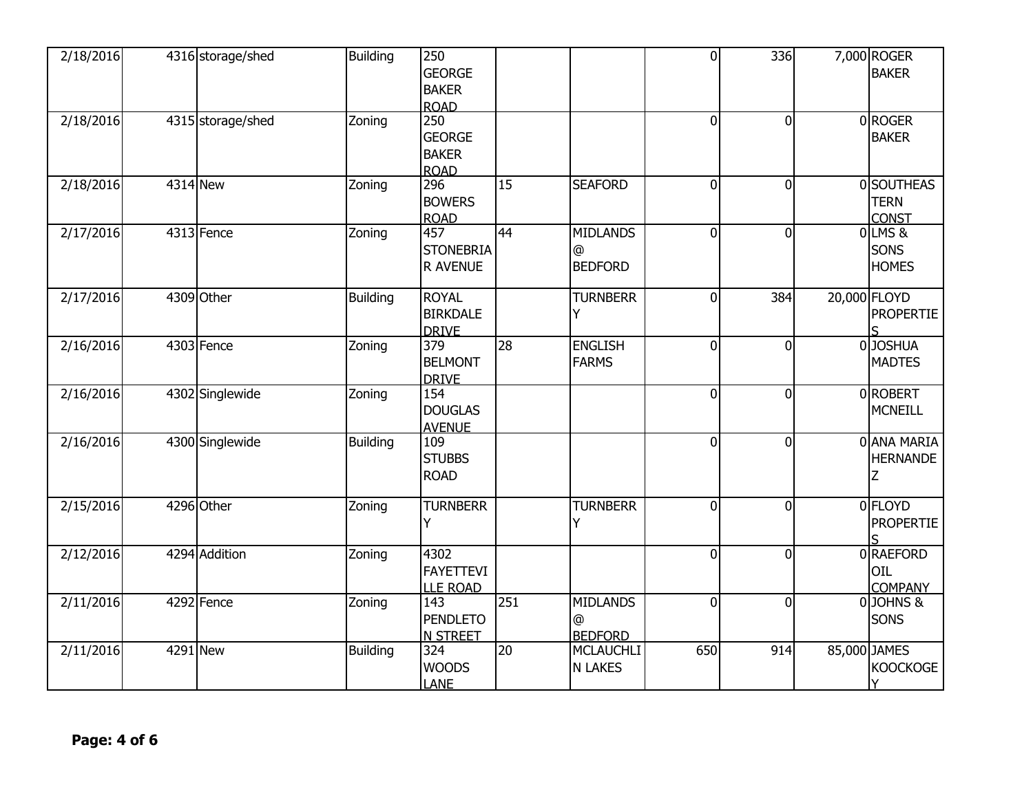| | | | | | | | | | | |
|---|---|---|---|---|---|---|---|---|---|---|
| 2/18/2016 | 4316 | storage/shed | Building | 250 GEORGE BAKER ROAD | | | 0 | 336 | 7,000 | ROGER BAKER |
| 2/18/2016 | 4315 | storage/shed | Zoning | 250 GEORGE BAKER ROAD | | | 0 | 0 | 0 | ROGER BAKER |
| 2/18/2016 | 4314 | New | Zoning | 296 BOWERS ROAD | 15 | SEAFORD | 0 | 0 | 0 | SOUTHEASTERN CONST |
| 2/17/2016 | 4313 | Fence | Zoning | 457 STONEBRIAR AVENUE | 44 | MIDLANDS @ BEDFORD | 0 | 0 | 0 | LMS & SONS HOMES |
| 2/17/2016 | 4309 | Other | Building | ROYAL BIRKDALE DRIVE | | TURNBERRY | 0 | 384 | 20,000 | FLOYD PROPERTIES |
| 2/16/2016 | 4303 | Fence | Zoning | 379 BELMONT DRIVE | 28 | ENGLISH FARMS | 0 | 0 | 0 | JOSHUA MADTES |
| 2/16/2016 | 4302 | Singlewide | Zoning | 154 DOUGLAS AVENUE | | | 0 | 0 | 0 | ROBERT MCNEILL |
| 2/16/2016 | 4300 | Singlewide | Building | 109 STUBBS ROAD | | | 0 | 0 | 0 | ANA MARIA HERNANDEZ |
| 2/15/2016 | 4296 | Other | Zoning | TURNBERRY | | TURNBERRY | 0 | 0 | 0 | FLOYD PROPERTIES |
| 2/12/2016 | 4294 | Addition | Zoning | 4302 FAYETTEVILLE ROAD | | | 0 | 0 | 0 | RAEFORD OIL COMPANY |
| 2/11/2016 | 4292 | Fence | Zoning | 143 PENDLETON STREET | 251 | MIDLANDS @ BEDFORD | 0 | 0 | 0 | JOHNS & SONS |
| 2/11/2016 | 4291 | New | Building | 324 WOODS LANE | 20 | MCLAUCHLIN LAKES | 650 | 914 | 85,000 | JAMES KOOCKOGEY |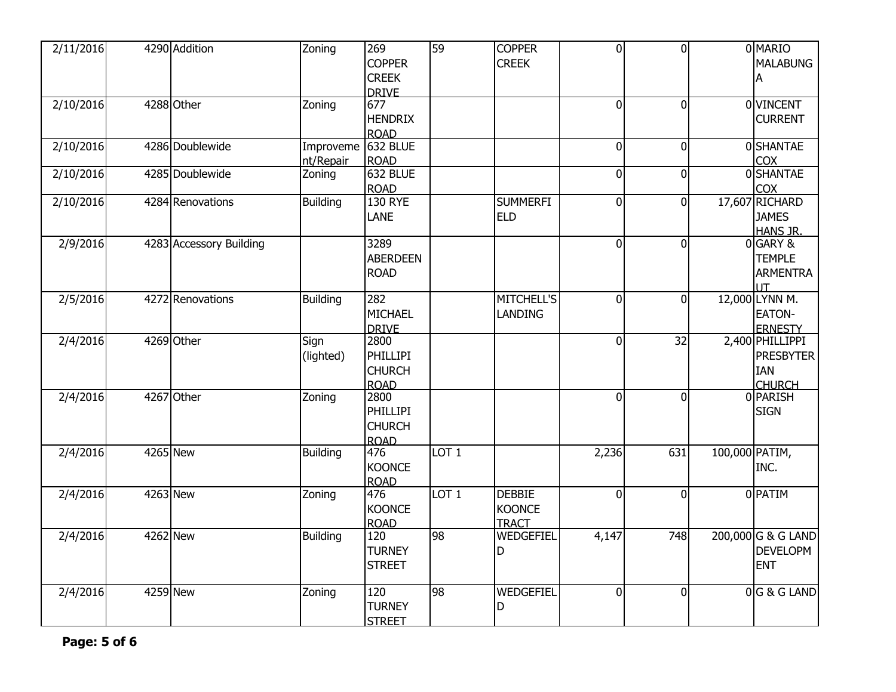| | | | | | | | | | | |
|---|---|---|---|---|---|---|---|---|---|---|
| 2/11/2016 | 4290 | Addition | Zoning | 269 COPPER CREEK DRIVE | 59 | COPPER CREEK | 0 | 0 | 0 | MARIO MALABUNGA |
| 2/10/2016 | 4288 | Other | Zoning | 677 HENDRIX ROAD | | | 0 | 0 | 0 | VINCENT CURRENT |
| 2/10/2016 | 4286 | Doublewide | Improvement/Repair | 632 BLUE ROAD | | | 0 | 0 | 0 | SHANTAE COX |
| 2/10/2016 | 4285 | Doublewide | Zoning | 632 BLUE ROAD | | | 0 | 0 | 0 | SHANTAE COX |
| 2/10/2016 | 4284 | Renovations | Building | 130 RYE LANE | | SUMMERFIELD | 0 | 0 | 17,607 | RICHARD JAMES HANS JR. |
| 2/9/2016 | 4283 | Accessory Building | | 3289 ABERDEEN ROAD | | | 0 | 0 | 0 | GARY & TEMPLE ARMENTRAUT |
| 2/5/2016 | 4272 | Renovations | Building | 282 MICHAEL DRIVE | | MITCHELL'S LANDING | 0 | 0 | 12,000 | LYNN M. EATON-ERNESTY |
| 2/4/2016 | 4269 | Other | Sign (lighted) | 2800 PHILLIPI CHURCH ROAD | | | 0 | 32 | 2,400 | PHILLIPPI PRESBYTERIAN CHURCH |
| 2/4/2016 | 4267 | Other | Zoning | 2800 PHILLIPI CHURCH ROAD | | | 0 | 0 | 0 | PARISH SIGN |
| 2/4/2016 | 4265 | New | Building | 476 KOONCE ROAD | LOT 1 | | 2,236 | 631 | 100,000 | PATIM, INC. |
| 2/4/2016 | 4263 | New | Zoning | 476 KOONCE ROAD | LOT 1 | DEBBIE KOONCE TRACT | 0 | 0 | 0 | PATIM |
| 2/4/2016 | 4262 | New | Building | 120 TURNEY STREET | 98 | WEDGEFIELD | 4,147 | 748 | 200,000 | G & G LAND DEVELOPMENT |
| 2/4/2016 | 4259 | New | Zoning | 120 TURNEY STREET | 98 | WEDGEFIELD | 0 | 0 | 0 | G & G LAND |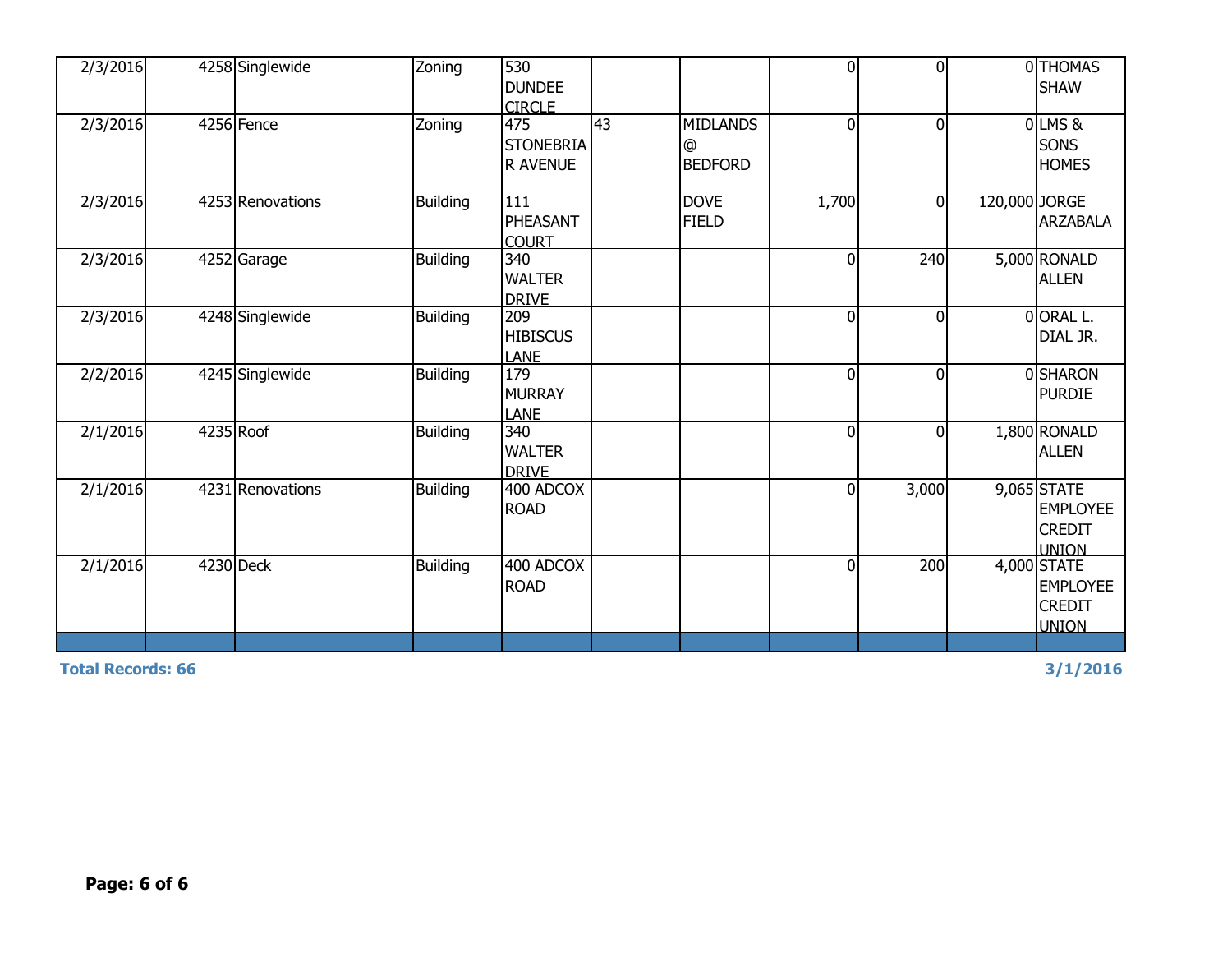| | | | | | | | | | | |
|---|---|---|---|---|---|---|---|---|---|---|
| 2/3/2016 | 4258 | Singlewide | Zoning | 530 DUNDEE CIRCLE | | | 0 | 0 | 0 | THOMAS SHAW |
| 2/3/2016 | 4256 | Fence | Zoning | 475 STONEBRIAR AVENUE | 43 | MIDLANDS @ BEDFORD | 0 | 0 | 0 | LMS & SONS HOMES |
| 2/3/2016 | 4253 | Renovations | Building | 111 PHEASANT COURT | | DOVE FIELD | 1,700 | 0 | 120,000 | JORGE ARZABALA |
| 2/3/2016 | 4252 | Garage | Building | 340 WALTER DRIVE | | | 0 | 240 | 5,000 | RONALD ALLEN |
| 2/3/2016 | 4248 | Singlewide | Building | 209 HIBISCUS LANE | | | 0 | 0 | 0 | ORAL L. DIAL JR. |
| 2/2/2016 | 4245 | Singlewide | Building | 179 MURRAY LANE | | | 0 | 0 | 0 | SHARON PURDIE |
| 2/1/2016 | 4235 | Roof | Building | 340 WALTER DRIVE | | | 0 | 0 | 1,800 | RONALD ALLEN |
| 2/1/2016 | 4231 | Renovations | Building | 400 ADCOX ROAD | | | 0 | 3,000 | 9,065 | STATE EMPLOYEE CREDIT UNION |
| 2/1/2016 | 4230 | Deck | Building | 400 ADCOX ROAD | | | 0 | 200 | 4,000 | STATE EMPLOYEE CREDIT UNION |

**Total Records: 66**

**3/1/2016**